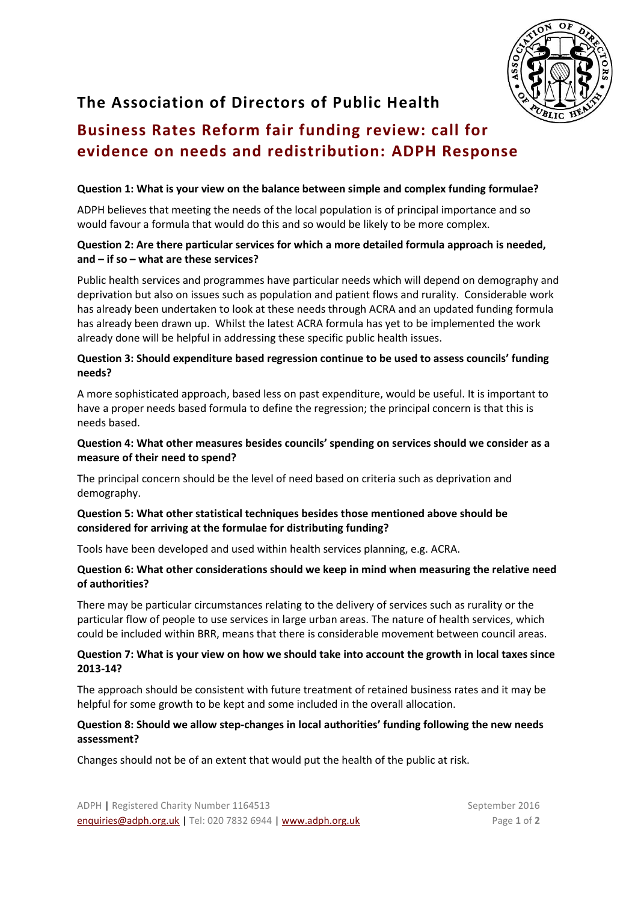# The Association of Directors of Public Health

## Business Rates Reform fair funding review: call for evidence on needs and redistribution: ADPH Response

**Question 1: What is your view on the balance between simple and complex funding formulae?**

ADPH believes that meeting the needs of the local population is of principal importance and so would favour a formula that would do this and so would be likely to be more complex.

**Question 2: Are there particular services for which a more detailed formula approach is needed, and – if so – what are these services?**

Public health services and programmes have particular needs which will depend on demography and deprivation but also on issues such as population and patient flows and rurality. Considerable work has already been undertaken to look at these needs through ACRA and an updated funding formula has already been drawn up. Whilst the latest ACRA formula has yet to be implemented the work already done will be helpful in addressing these specific public health issues.

**Question 3: Should expenditure based regression continue to be used to assess councils' funding needs?**

A more sophisticated approach, based less on past expenditure, would be useful. It is important to have a proper needs based formula to define the regression; the principal concern is that this is needs based.

**Question 4: What other measures besides councils' spending on services should we consider as a measure of their need to spend?**

The principal concern should be the level of need based on criteria such as deprivation and demography.

**Question 5: What other statistical techniques besides those mentioned above should be considered for arriving at the formulae for distributing funding?**

Tools have been developed and used within health services planning, e.g. ACRA.

**Question 6: What other considerations should we keep in mind when measuring the relative need of authorities?**

There may be particular circumstances relating to the delivery of services such as rurality or the particular flow of people to use services in large urban areas. The nature of health services, which could be included within BRR, means that there is considerable movement between council areas.

**Question 7: What is your view on how we should take into account the growth in local taxes since 2013-14?**

The approach should be consistent with future treatment of retained business rates and it may be helpful for some growth to be kept and some included in the overall allocation.

**Question 8: Should we allow step-changes in local authorities' funding following the new needs assessment?**

Changes should not be of an extent that would put the health of the public at risk.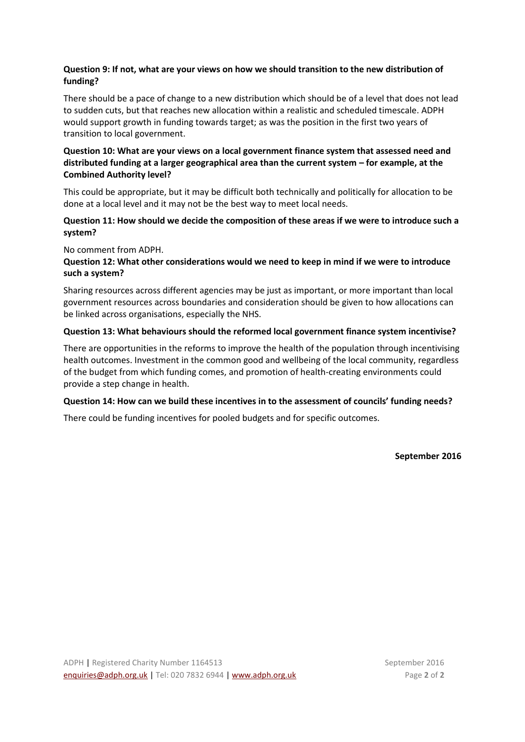**Question 9: If not, what are your views on how we should transition to the new distribution of funding?**

There should be a pace of change to a new distribution which should be of a level that does not lead to sudden cuts, but that reaches new allocation within a realistic and scheduled timescale. ADPH would support growth in funding towards target; as was the position in the first two years of transition to local government.

**Question 10: What are your views on a local government finance system that assessed need and distributed funding at a larger geographical area than the current system – for example, at the Combined Authority level?**

This could be appropriate, but it may be difficult both technically and politically for allocation to be done at a local level and it may not be the best way to meet local needs.

**Question 11: How should we decide the composition of these areas if we were to introduce such a system?**

No comment from ADPH.

**Question 12: What other considerations would we need to keep in mind if we were to introduce such a system?**

Sharing resources across different agencies may be just as important, or more important than local government resources across boundaries and consideration should be given to how allocations can be linked across organisations, especially the NHS.

**Question 13: What behaviours should the reformed local government finance system incentivise?**

There are opportunities in the reforms to improve the health of the population through incentivising health outcomes. Investment in the common good and wellbeing of the local community, regardless of the budget from which funding comes, and promotion of health-creating environments could provide a step change in health.

**Question 14: How can we build these incentives in to the assessment of councils' funding needs?**

There could be funding incentives for pooled budgets and for specific outcomes.

**September 2016**